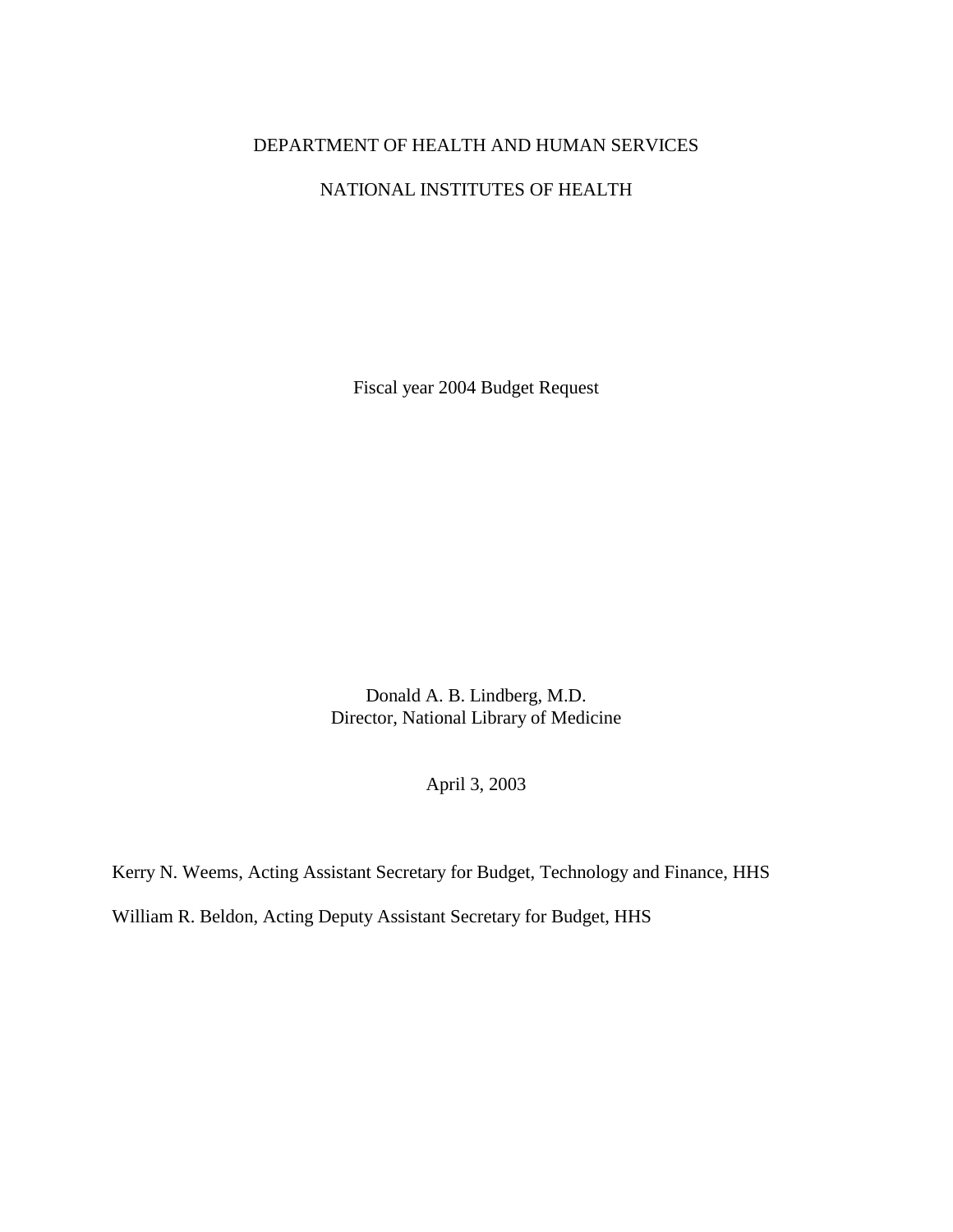DEPARTMENT OF HEALTH AND HUMAN SERVICES

NATIONAL INSTITUTES OF HEALTH

Fiscal year 2004 Budget Request

Donald A. B. Lindberg, M.D.
Director, National Library of Medicine

April 3, 2003

Kerry N. Weems, Acting Assistant Secretary for Budget, Technology and Finance, HHS

William R. Beldon, Acting Deputy Assistant Secretary for Budget, HHS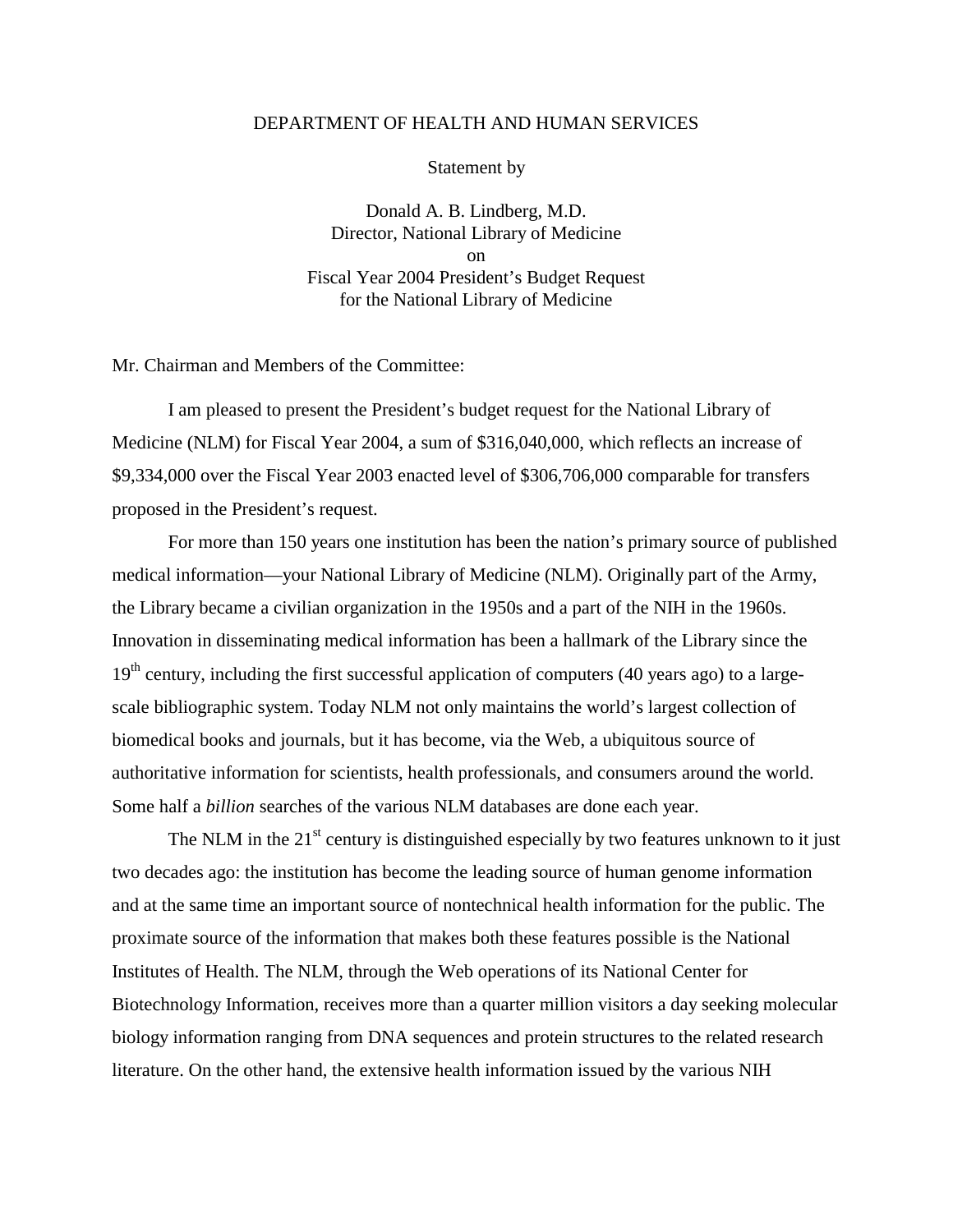DEPARTMENT OF HEALTH AND HUMAN SERVICES

Statement by

Donald A. B. Lindberg, M.D.
Director, National Library of Medicine
on
Fiscal Year 2004 President's Budget Request
for the National Library of Medicine

Mr. Chairman and Members of the Committee:

I am pleased to present the President's budget request for the National Library of Medicine (NLM) for Fiscal Year 2004, a sum of $316,040,000, which reflects an increase of $9,334,000 over the Fiscal Year 2003 enacted level of $306,706,000 comparable for transfers proposed in the President's request.

For more than 150 years one institution has been the nation's primary source of published medical information—your National Library of Medicine (NLM). Originally part of the Army, the Library became a civilian organization in the 1950s and a part of the NIH in the 1960s. Innovation in disseminating medical information has been a hallmark of the Library since the 19th century, including the first successful application of computers (40 years ago) to a large-scale bibliographic system. Today NLM not only maintains the world's largest collection of biomedical books and journals, but it has become, via the Web, a ubiquitous source of authoritative information for scientists, health professionals, and consumers around the world. Some half a *billion* searches of the various NLM databases are done each year.

The NLM in the 21st century is distinguished especially by two features unknown to it just two decades ago: the institution has become the leading source of human genome information and at the same time an important source of nontechnical health information for the public. The proximate source of the information that makes both these features possible is the National Institutes of Health. The NLM, through the Web operations of its National Center for Biotechnology Information, receives more than a quarter million visitors a day seeking molecular biology information ranging from DNA sequences and protein structures to the related research literature. On the other hand, the extensive health information issued by the various NIH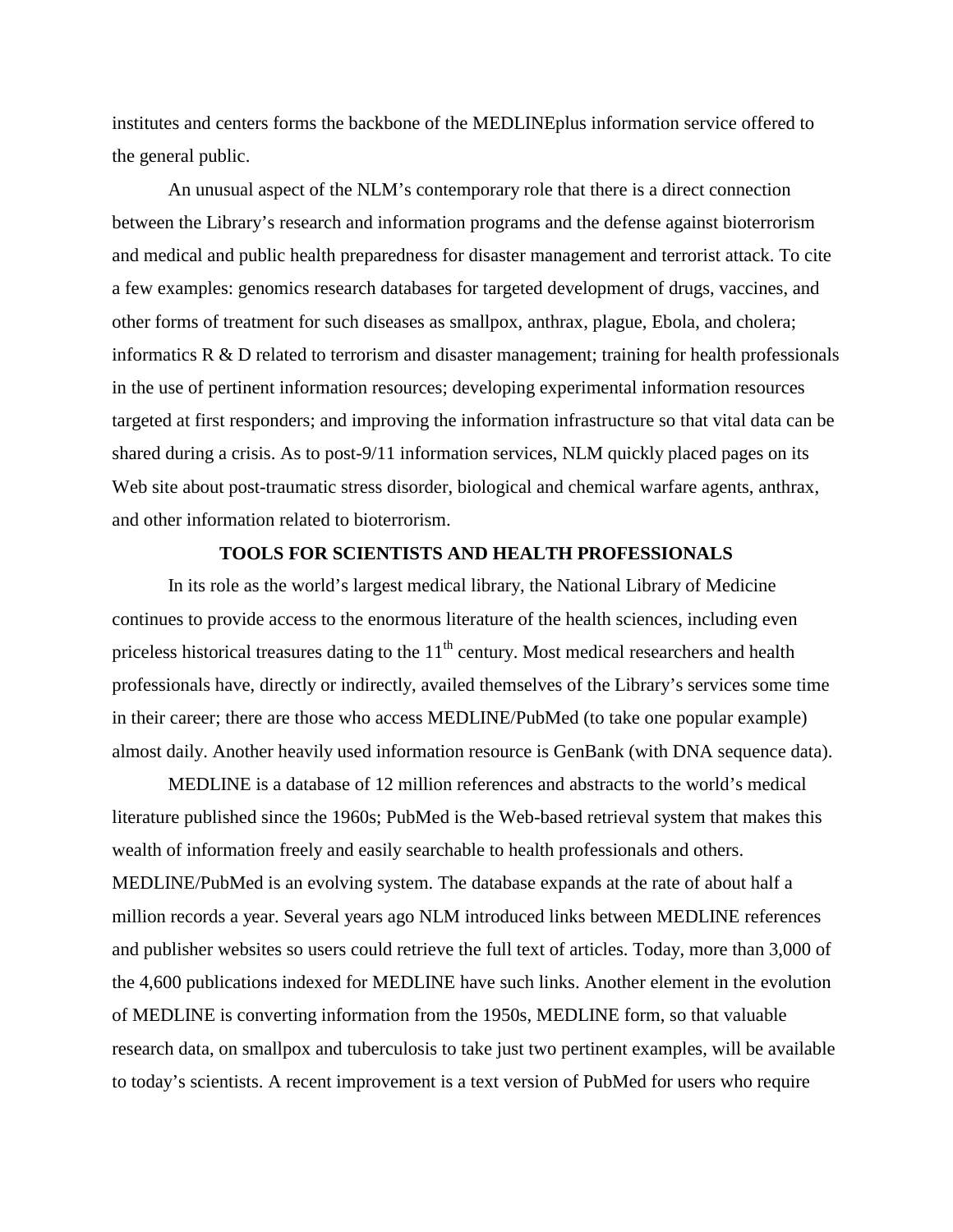institutes and centers forms the backbone of the MEDLINEplus information service offered to the general public.

An unusual aspect of the NLM's contemporary role that there is a direct connection between the Library's research and information programs and the defense against bioterrorism and medical and public health preparedness for disaster management and terrorist attack. To cite a few examples: genomics research databases for targeted development of drugs, vaccines, and other forms of treatment for such diseases as smallpox, anthrax, plague, Ebola, and cholera; informatics R & D related to terrorism and disaster management; training for health professionals in the use of pertinent information resources; developing experimental information resources targeted at first responders; and improving the information infrastructure so that vital data can be shared during a crisis. As to post-9/11 information services, NLM quickly placed pages on its Web site about post-traumatic stress disorder, biological and chemical warfare agents, anthrax, and other information related to bioterrorism.

## TOOLS FOR SCIENTISTS AND HEALTH PROFESSIONALS

In its role as the world's largest medical library, the National Library of Medicine continues to provide access to the enormous literature of the health sciences, including even priceless historical treasures dating to the 11th century. Most medical researchers and health professionals have, directly or indirectly, availed themselves of the Library's services some time in their career; there are those who access MEDLINE/PubMed (to take one popular example) almost daily. Another heavily used information resource is GenBank (with DNA sequence data).

MEDLINE is a database of 12 million references and abstracts to the world's medical literature published since the 1960s; PubMed is the Web-based retrieval system that makes this wealth of information freely and easily searchable to health professionals and others. MEDLINE/PubMed is an evolving system. The database expands at the rate of about half a million records a year. Several years ago NLM introduced links between MEDLINE references and publisher websites so users could retrieve the full text of articles. Today, more than 3,000 of the 4,600 publications indexed for MEDLINE have such links. Another element in the evolution of MEDLINE is converting information from the 1950s, MEDLINE form, so that valuable research data, on smallpox and tuberculosis to take just two pertinent examples, will be available to today's scientists. A recent improvement is a text version of PubMed for users who require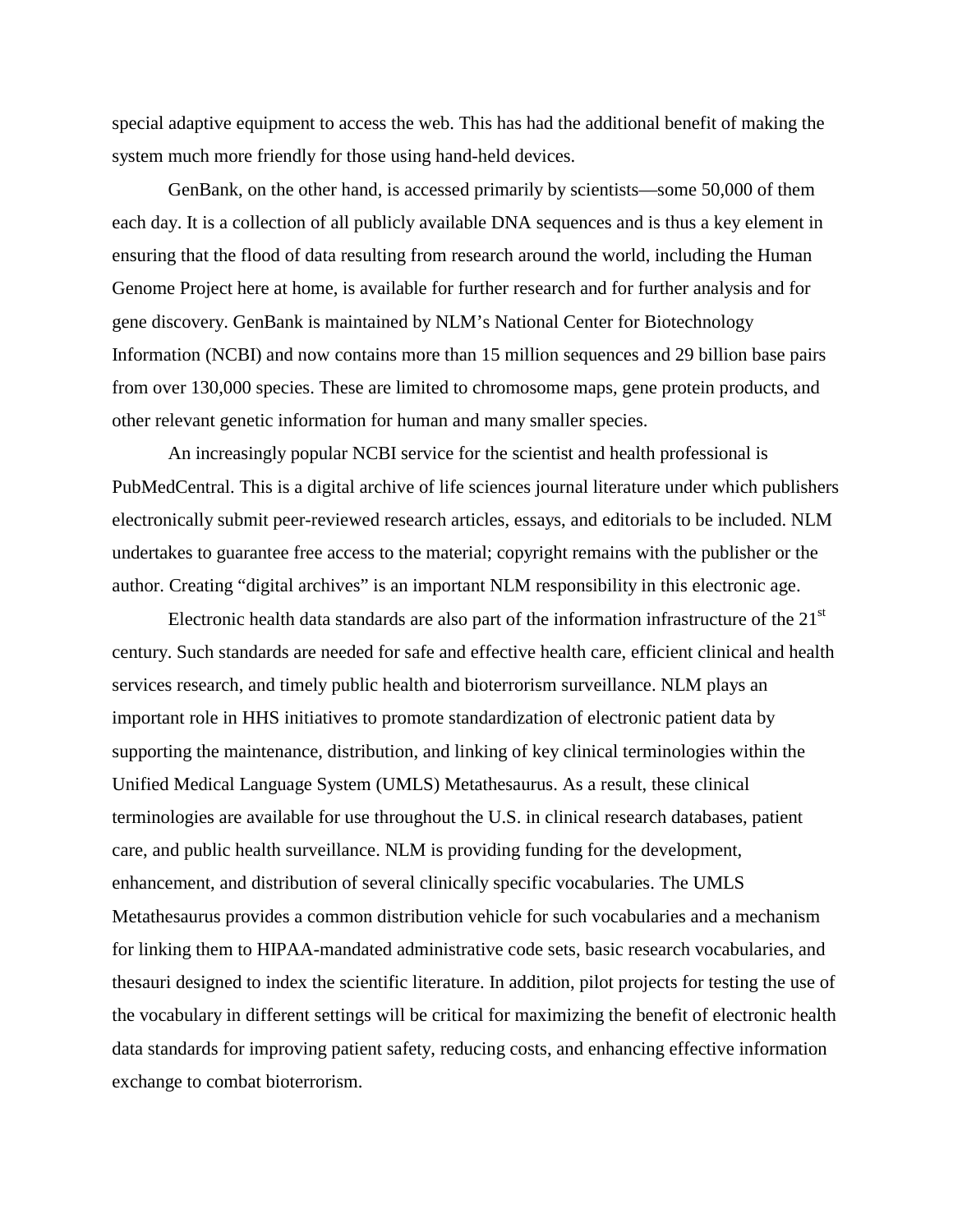special adaptive equipment to access the web. This has had the additional benefit of making the system much more friendly for those using hand-held devices.

GenBank, on the other hand, is accessed primarily by scientists—some 50,000 of them each day. It is a collection of all publicly available DNA sequences and is thus a key element in ensuring that the flood of data resulting from research around the world, including the Human Genome Project here at home, is available for further research and for further analysis and for gene discovery. GenBank is maintained by NLM's National Center for Biotechnology Information (NCBI) and now contains more than 15 million sequences and 29 billion base pairs from over 130,000 species. These are limited to chromosome maps, gene protein products, and other relevant genetic information for human and many smaller species.

An increasingly popular NCBI service for the scientist and health professional is PubMedCentral. This is a digital archive of life sciences journal literature under which publishers electronically submit peer-reviewed research articles, essays, and editorials to be included. NLM undertakes to guarantee free access to the material; copyright remains with the publisher or the author. Creating "digital archives" is an important NLM responsibility in this electronic age.

Electronic health data standards are also part of the information infrastructure of the 21st century. Such standards are needed for safe and effective health care, efficient clinical and health services research, and timely public health and bioterrorism surveillance. NLM plays an important role in HHS initiatives to promote standardization of electronic patient data by supporting the maintenance, distribution, and linking of key clinical terminologies within the Unified Medical Language System (UMLS) Metathesaurus. As a result, these clinical terminologies are available for use throughout the U.S. in clinical research databases, patient care, and public health surveillance. NLM is providing funding for the development, enhancement, and distribution of several clinically specific vocabularies. The UMLS Metathesaurus provides a common distribution vehicle for such vocabularies and a mechanism for linking them to HIPAA-mandated administrative code sets, basic research vocabularies, and thesauri designed to index the scientific literature. In addition, pilot projects for testing the use of the vocabulary in different settings will be critical for maximizing the benefit of electronic health data standards for improving patient safety, reducing costs, and enhancing effective information exchange to combat bioterrorism.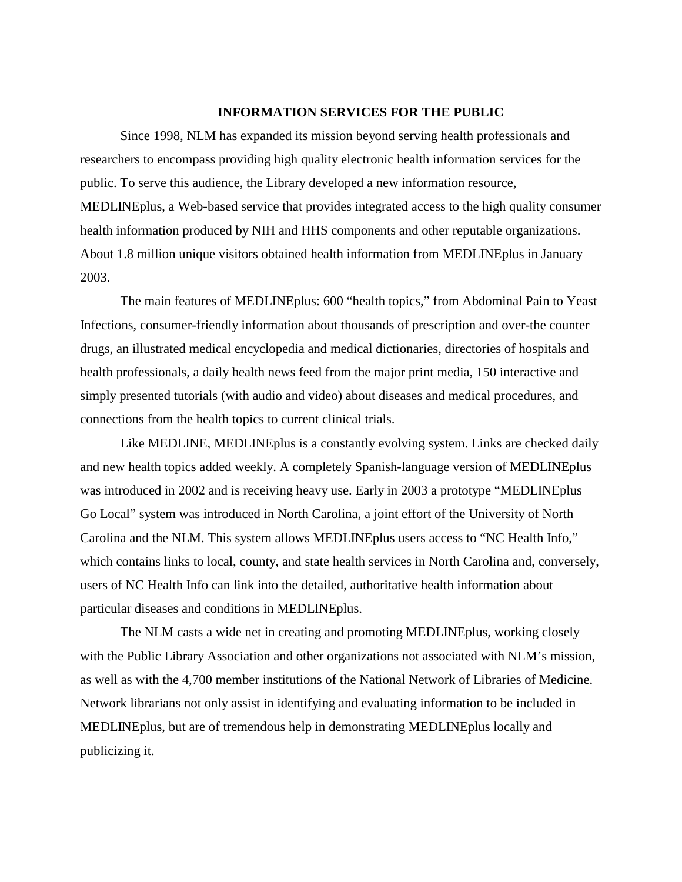## INFORMATION SERVICES FOR THE PUBLIC

Since 1998, NLM has expanded its mission beyond serving health professionals and researchers to encompass providing high quality electronic health information services for the public. To serve this audience, the Library developed a new information resource, MEDLINEplus, a Web-based service that provides integrated access to the high quality consumer health information produced by NIH and HHS components and other reputable organizations. About 1.8 million unique visitors obtained health information from MEDLINEplus in January 2003.

The main features of MEDLINEplus: 600 "health topics," from Abdominal Pain to Yeast Infections, consumer-friendly information about thousands of prescription and over-the counter drugs, an illustrated medical encyclopedia and medical dictionaries, directories of hospitals and health professionals, a daily health news feed from the major print media, 150 interactive and simply presented tutorials (with audio and video) about diseases and medical procedures, and connections from the health topics to current clinical trials.

Like MEDLINE, MEDLINEplus is a constantly evolving system. Links are checked daily and new health topics added weekly. A completely Spanish-language version of MEDLINEplus was introduced in 2002 and is receiving heavy use. Early in 2003 a prototype "MEDLINEplus Go Local" system was introduced in North Carolina, a joint effort of the University of North Carolina and the NLM. This system allows MEDLINEplus users access to "NC Health Info," which contains links to local, county, and state health services in North Carolina and, conversely, users of NC Health Info can link into the detailed, authoritative health information about particular diseases and conditions in MEDLINEplus.

The NLM casts a wide net in creating and promoting MEDLINEplus, working closely with the Public Library Association and other organizations not associated with NLM's mission, as well as with the 4,700 member institutions of the National Network of Libraries of Medicine. Network librarians not only assist in identifying and evaluating information to be included in MEDLINEplus, but are of tremendous help in demonstrating MEDLINEplus locally and publicizing it.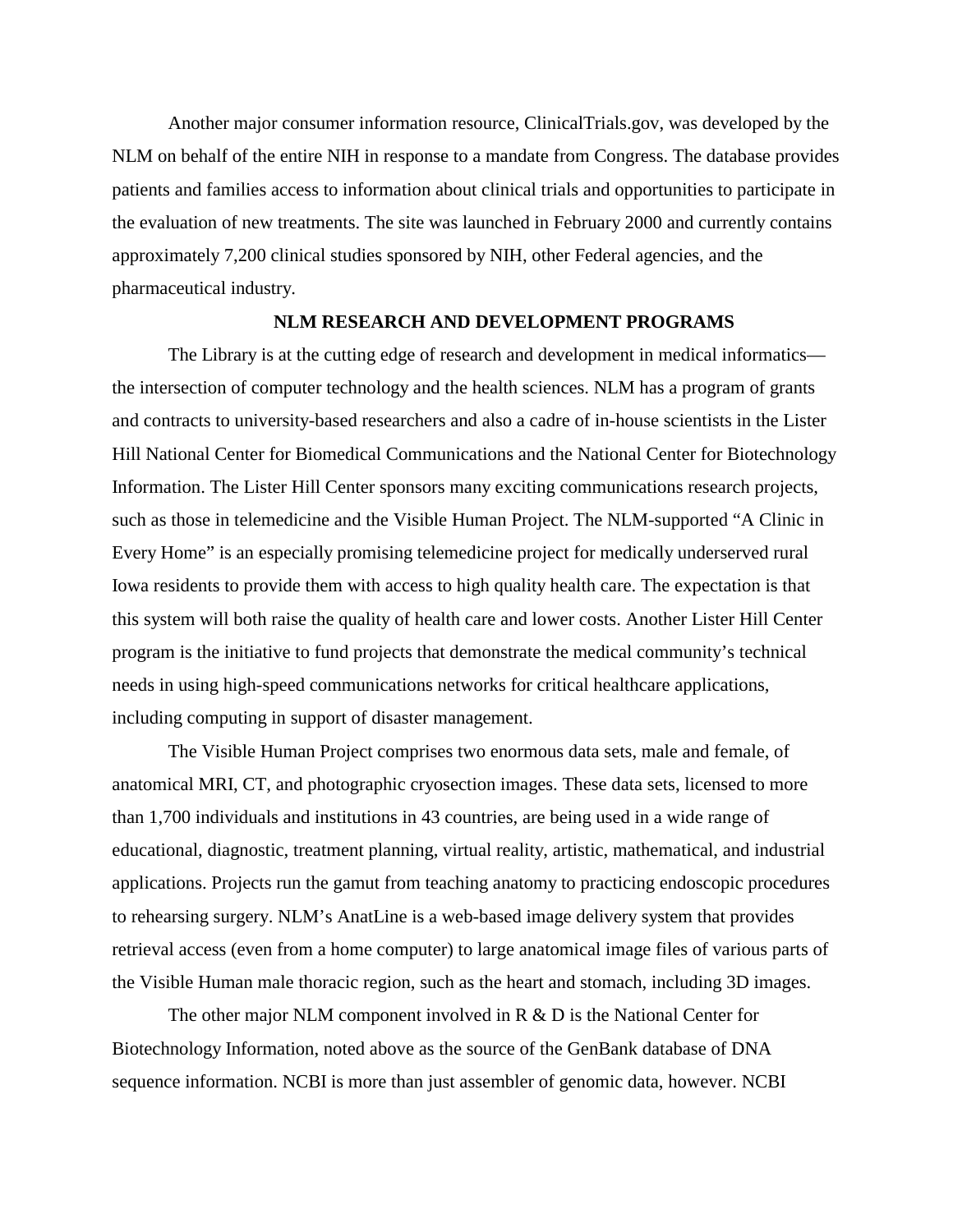Another major consumer information resource, ClinicalTrials.gov, was developed by the NLM on behalf of the entire NIH in response to a mandate from Congress. The database provides patients and families access to information about clinical trials and opportunities to participate in the evaluation of new treatments. The site was launched in February 2000 and currently contains approximately 7,200 clinical studies sponsored by NIH, other Federal agencies, and the pharmaceutical industry.

## NLM RESEARCH AND DEVELOPMENT PROGRAMS

The Library is at the cutting edge of research and development in medical informatics—the intersection of computer technology and the health sciences. NLM has a program of grants and contracts to university-based researchers and also a cadre of in-house scientists in the Lister Hill National Center for Biomedical Communications and the National Center for Biotechnology Information. The Lister Hill Center sponsors many exciting communications research projects, such as those in telemedicine and the Visible Human Project. The NLM-supported "A Clinic in Every Home" is an especially promising telemedicine project for medically underserved rural Iowa residents to provide them with access to high quality health care. The expectation is that this system will both raise the quality of health care and lower costs. Another Lister Hill Center program is the initiative to fund projects that demonstrate the medical community's technical needs in using high-speed communications networks for critical healthcare applications, including computing in support of disaster management.

The Visible Human Project comprises two enormous data sets, male and female, of anatomical MRI, CT, and photographic cryosection images. These data sets, licensed to more than 1,700 individuals and institutions in 43 countries, are being used in a wide range of educational, diagnostic, treatment planning, virtual reality, artistic, mathematical, and industrial applications. Projects run the gamut from teaching anatomy to practicing endoscopic procedures to rehearsing surgery. NLM's AnatLine is a web-based image delivery system that provides retrieval access (even from a home computer) to large anatomical image files of various parts of the Visible Human male thoracic region, such as the heart and stomach, including 3D images.

The other major NLM component involved in R & D is the National Center for Biotechnology Information, noted above as the source of the GenBank database of DNA sequence information. NCBI is more than just assembler of genomic data, however. NCBI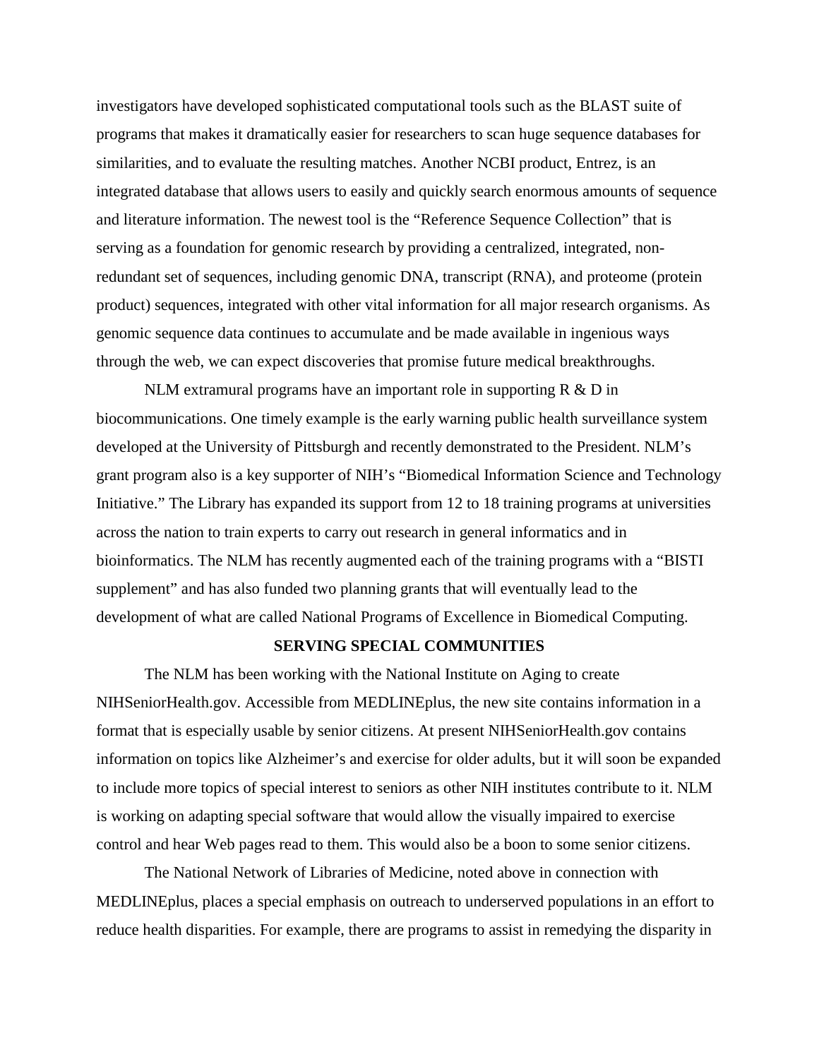investigators have developed sophisticated computational tools such as the BLAST suite of programs that makes it dramatically easier for researchers to scan huge sequence databases for similarities, and to evaluate the resulting matches. Another NCBI product, Entrez, is an integrated database that allows users to easily and quickly search enormous amounts of sequence and literature information. The newest tool is the "Reference Sequence Collection" that is serving as a foundation for genomic research by providing a centralized, integrated, non-redundant set of sequences, including genomic DNA, transcript (RNA), and proteome (protein product) sequences, integrated with other vital information for all major research organisms. As genomic sequence data continues to accumulate and be made available in ingenious ways through the web, we can expect discoveries that promise future medical breakthroughs.

NLM extramural programs have an important role in supporting R & D in biocommunications. One timely example is the early warning public health surveillance system developed at the University of Pittsburgh and recently demonstrated to the President. NLM's grant program also is a key supporter of NIH's "Biomedical Information Science and Technology Initiative." The Library has expanded its support from 12 to 18 training programs at universities across the nation to train experts to carry out research in general informatics and in bioinformatics. The NLM has recently augmented each of the training programs with a "BISTI supplement" and has also funded two planning grants that will eventually lead to the development of what are called National Programs of Excellence in Biomedical Computing.

## SERVING SPECIAL COMMUNITIES

The NLM has been working with the National Institute on Aging to create NIHSeniorHealth.gov. Accessible from MEDLINEplus, the new site contains information in a format that is especially usable by senior citizens. At present NIHSeniorHealth.gov contains information on topics like Alzheimer's and exercise for older adults, but it will soon be expanded to include more topics of special interest to seniors as other NIH institutes contribute to it. NLM is working on adapting special software that would allow the visually impaired to exercise control and hear Web pages read to them. This would also be a boon to some senior citizens.

The National Network of Libraries of Medicine, noted above in connection with MEDLINEplus, places a special emphasis on outreach to underserved populations in an effort to reduce health disparities. For example, there are programs to assist in remedying the disparity in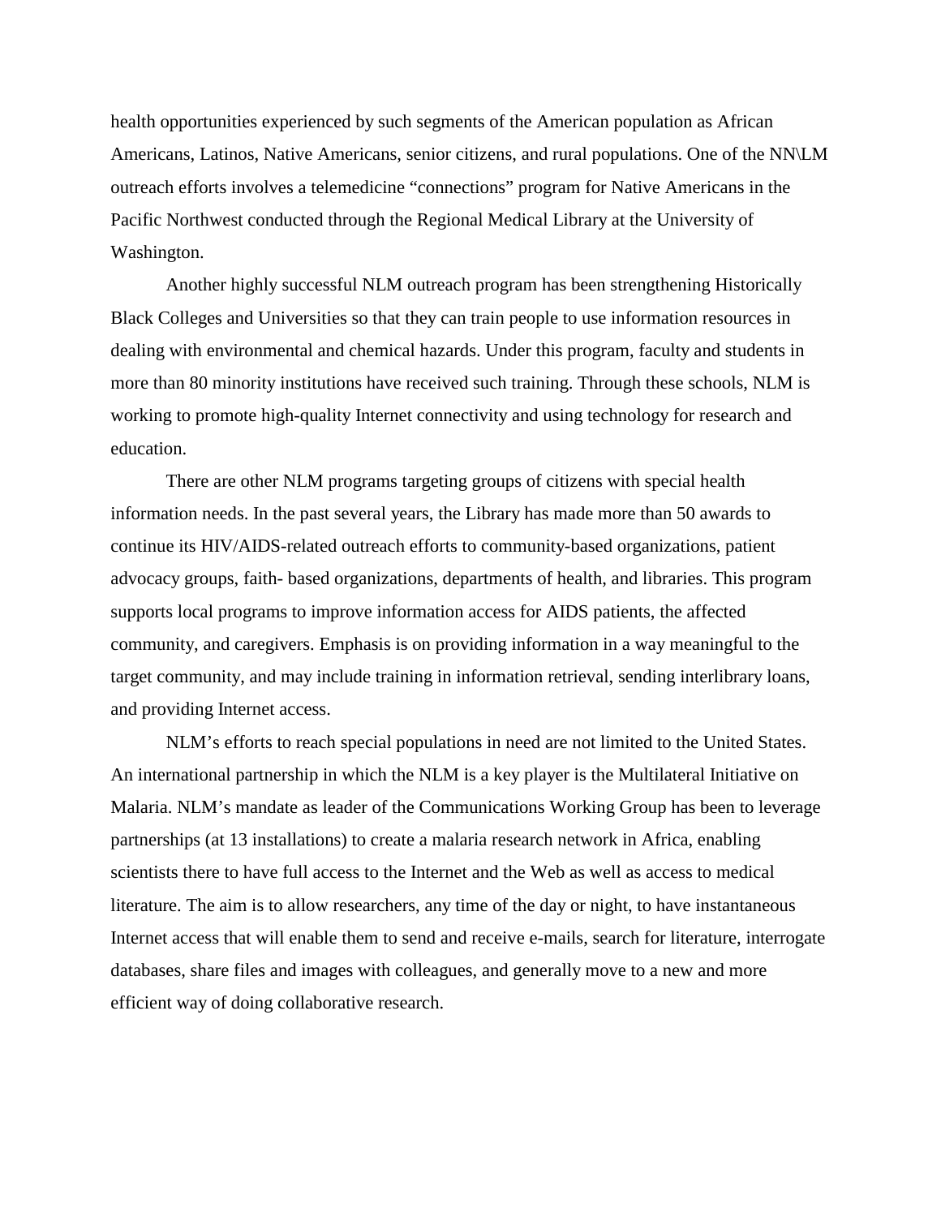health opportunities experienced by such segments of the American population as African Americans, Latinos, Native Americans, senior citizens, and rural populations. One of the NN\LM outreach efforts involves a telemedicine "connections" program for Native Americans in the Pacific Northwest conducted through the Regional Medical Library at the University of Washington.

Another highly successful NLM outreach program has been strengthening Historically Black Colleges and Universities so that they can train people to use information resources in dealing with environmental and chemical hazards. Under this program, faculty and students in more than 80 minority institutions have received such training. Through these schools, NLM is working to promote high-quality Internet connectivity and using technology for research and education.

There are other NLM programs targeting groups of citizens with special health information needs. In the past several years, the Library has made more than 50 awards to continue its HIV/AIDS-related outreach efforts to community-based organizations, patient advocacy groups, faith- based organizations, departments of health, and libraries. This program supports local programs to improve information access for AIDS patients, the affected community, and caregivers. Emphasis is on providing information in a way meaningful to the target community, and may include training in information retrieval, sending interlibrary loans, and providing Internet access.

NLM's efforts to reach special populations in need are not limited to the United States. An international partnership in which the NLM is a key player is the Multilateral Initiative on Malaria. NLM's mandate as leader of the Communications Working Group has been to leverage partnerships (at 13 installations) to create a malaria research network in Africa, enabling scientists there to have full access to the Internet and the Web as well as access to medical literature. The aim is to allow researchers, any time of the day or night, to have instantaneous Internet access that will enable them to send and receive e-mails, search for literature, interrogate databases, share files and images with colleagues, and generally move to a new and more efficient way of doing collaborative research.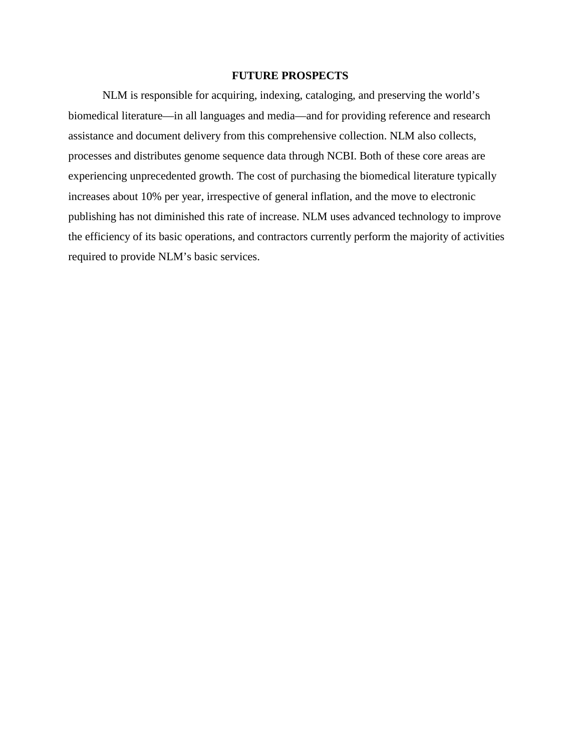## FUTURE PROSPECTS

NLM is responsible for acquiring, indexing, cataloging, and preserving the world's biomedical literature—in all languages and media—and for providing reference and research assistance and document delivery from this comprehensive collection. NLM also collects, processes and distributes genome sequence data through NCBI. Both of these core areas are experiencing unprecedented growth. The cost of purchasing the biomedical literature typically increases about 10% per year, irrespective of general inflation, and the move to electronic publishing has not diminished this rate of increase. NLM uses advanced technology to improve the efficiency of its basic operations, and contractors currently perform the majority of activities required to provide NLM's basic services.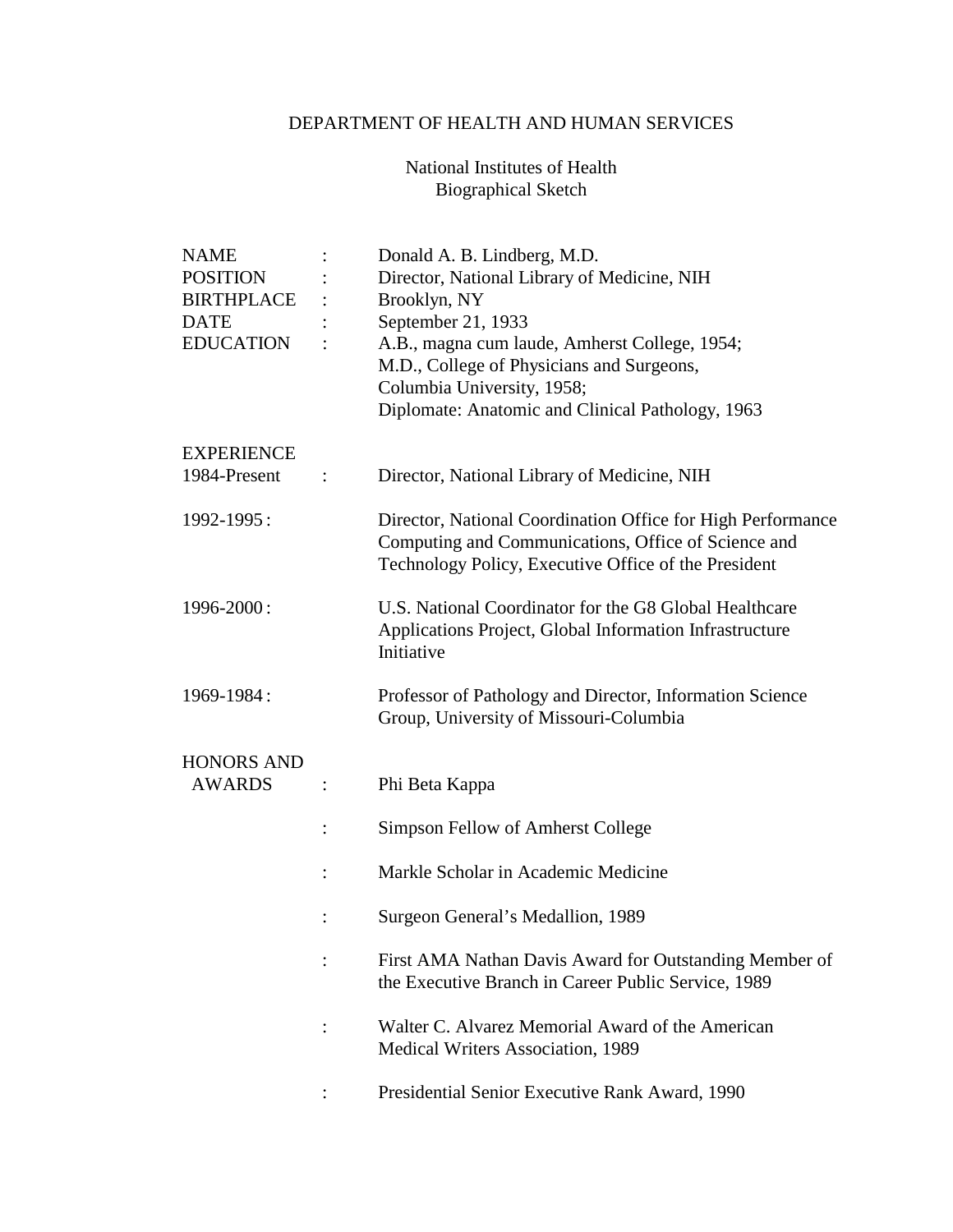DEPARTMENT OF HEALTH AND HUMAN SERVICES

National Institutes of Health
Biographical Sketch

| | | |
|---|---|---|
| NAME | : | Donald A. B. Lindberg, M.D. |
| POSITION | : | Director, National Library of Medicine, NIH |
| BIRTHPLACE | : | Brooklyn, NY |
| DATE | : | September 21, 1933 |
| EDUCATION | : | A.B., magna cum laude, Amherst College, 1954; M.D., College of Physicians and Surgeons, Columbia University, 1958; Diplomate: Anatomic and Clinical Pathology, 1963 |

EXPERIENCE

| | | |
|---|---|---|
| 1984-Present | : | Director, National Library of Medicine, NIH |
| 1992-1995 | : | Director, National Coordination Office for High Performance Computing and Communications, Office of Science and Technology Policy, Executive Office of the President |
| 1996-2000 | : | U.S. National Coordinator for the G8 Global Healthcare Applications Project, Global Information Infrastructure Initiative |
| 1969-1984 | : | Professor of Pathology and Director, Information Science Group, University of Missouri-Columbia |

HONORS AND AWARDS :

- Phi Beta Kappa
- Simpson Fellow of Amherst College
- Markle Scholar in Academic Medicine
- Surgeon General's Medallion, 1989
- First AMA Nathan Davis Award for Outstanding Member of the Executive Branch in Career Public Service, 1989
- Walter C. Alvarez Memorial Award of the American Medical Writers Association, 1989
- Presidential Senior Executive Rank Award, 1990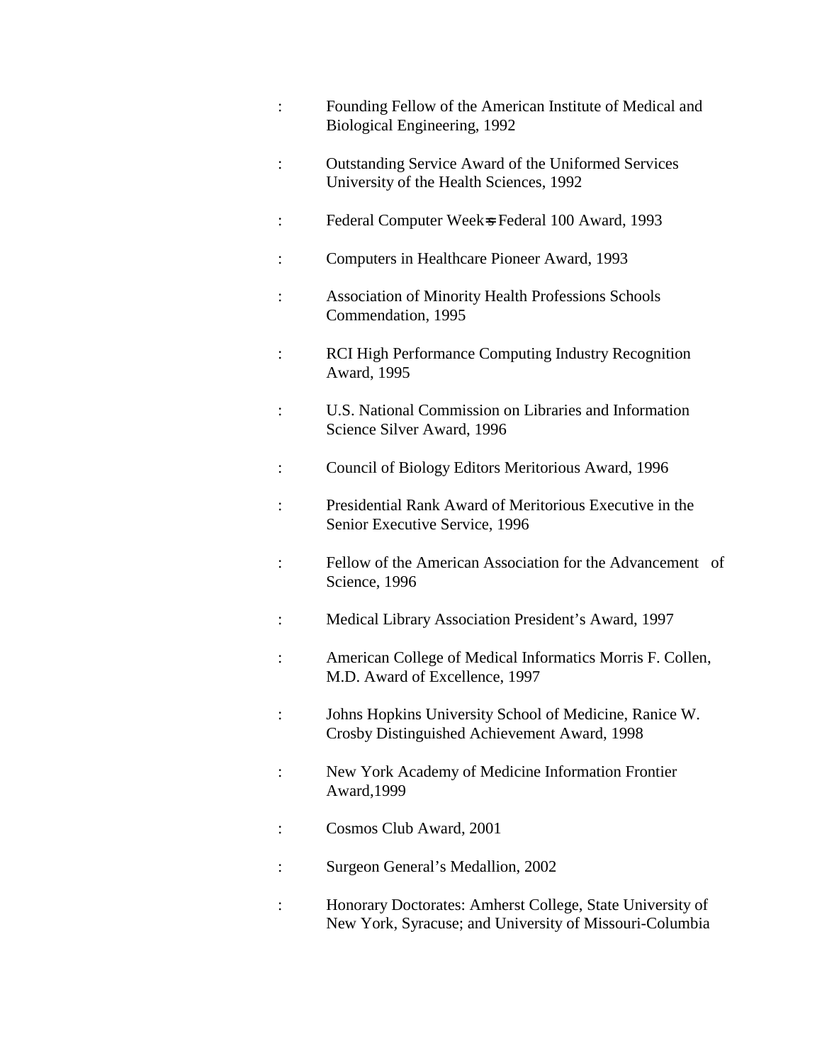- Founding Fellow of the American Institute of Medical and Biological Engineering, 1992
- Outstanding Service Award of the Uniformed Services University of the Health Sciences, 1992
- Federal Computer Week=s Federal 100 Award, 1993
- Computers in Healthcare Pioneer Award, 1993
- Association of Minority Health Professions Schools Commendation, 1995
- RCI High Performance Computing Industry Recognition Award, 1995
- U.S. National Commission on Libraries and Information Science Silver Award, 1996
- Council of Biology Editors Meritorious Award, 1996
- Presidential Rank Award of Meritorious Executive in the Senior Executive Service, 1996
- Fellow of the American Association for the Advancement of Science, 1996
- Medical Library Association President's Award, 1997
- American College of Medical Informatics Morris F. Collen, M.D. Award of Excellence, 1997
- Johns Hopkins University School of Medicine, Ranice W. Crosby Distinguished Achievement Award, 1998
- New York Academy of Medicine Information Frontier Award,1999
- Cosmos Club Award, 2001
- Surgeon General's Medallion, 2002
- Honorary Doctorates: Amherst College, State University of New York, Syracuse; and University of Missouri-Columbia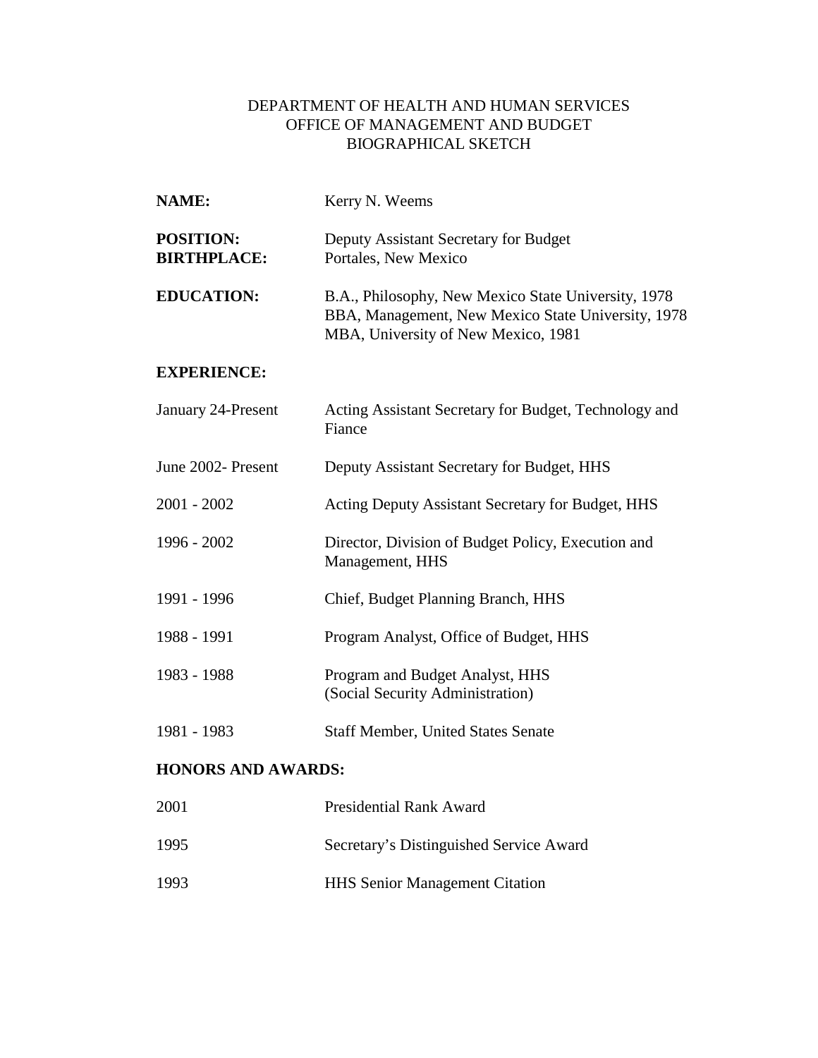DEPARTMENT OF HEALTH AND HUMAN SERVICES
OFFICE OF MANAGEMENT AND BUDGET
BIOGRAPHICAL SKETCH

**NAME:** Kerry N. Weems

**POSITION:** Deputy Assistant Secretary for Budget
**BIRTHPLACE:** Portales, New Mexico

**EDUCATION:** B.A., Philosophy, New Mexico State University, 1978
BBA, Management, New Mexico State University, 1978
MBA, University of New Mexico, 1981

**EXPERIENCE:**

| | |
|---|---|
| January 24-Present | Acting Assistant Secretary for Budget, Technology and Fiance |
| June 2002- Present | Deputy Assistant Secretary for Budget, HHS |
| 2001 - 2002 | Acting Deputy Assistant Secretary for Budget, HHS |
| 1996 - 2002 | Director, Division of Budget Policy, Execution and Management, HHS |
| 1991 - 1996 | Chief, Budget Planning Branch, HHS |
| 1988 - 1991 | Program Analyst, Office of Budget, HHS |
| 1983 - 1988 | Program and Budget Analyst, HHS (Social Security Administration) |
| 1981 - 1983 | Staff Member, United States Senate |

**HONORS AND AWARDS:**

| | |
|---|---|
| 2001 | Presidential Rank Award |
| 1995 | Secretary's Distinguished Service Award |
| 1993 | HHS Senior Management Citation |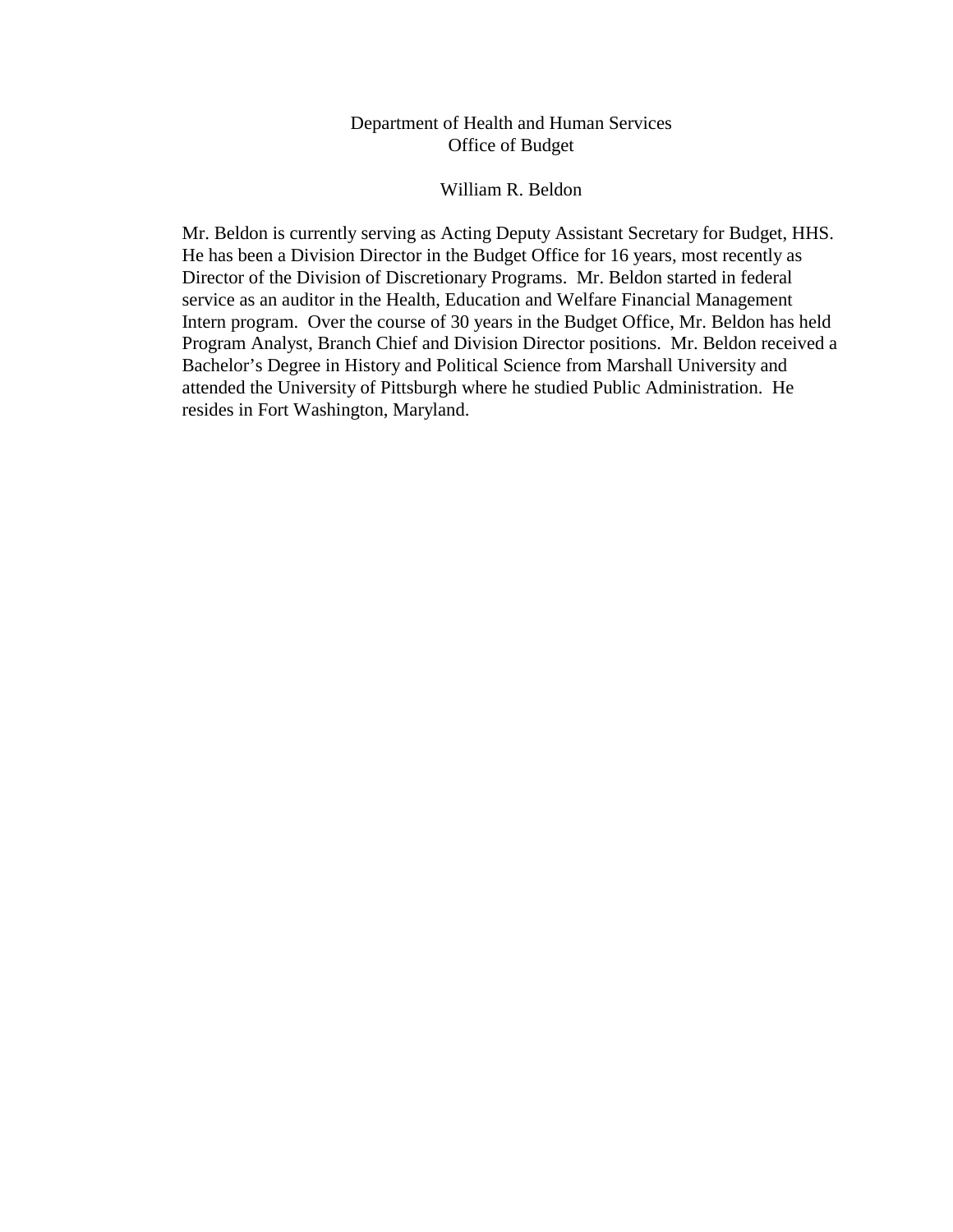Department of Health and Human Services
Office of Budget

William R. Beldon

Mr. Beldon is currently serving as Acting Deputy Assistant Secretary for Budget, HHS. He has been a Division Director in the Budget Office for 16 years, most recently as Director of the Division of Discretionary Programs. Mr. Beldon started in federal service as an auditor in the Health, Education and Welfare Financial Management Intern program. Over the course of 30 years in the Budget Office, Mr. Beldon has held Program Analyst, Branch Chief and Division Director positions. Mr. Beldon received a Bachelor's Degree in History and Political Science from Marshall University and attended the University of Pittsburgh where he studied Public Administration. He resides in Fort Washington, Maryland.